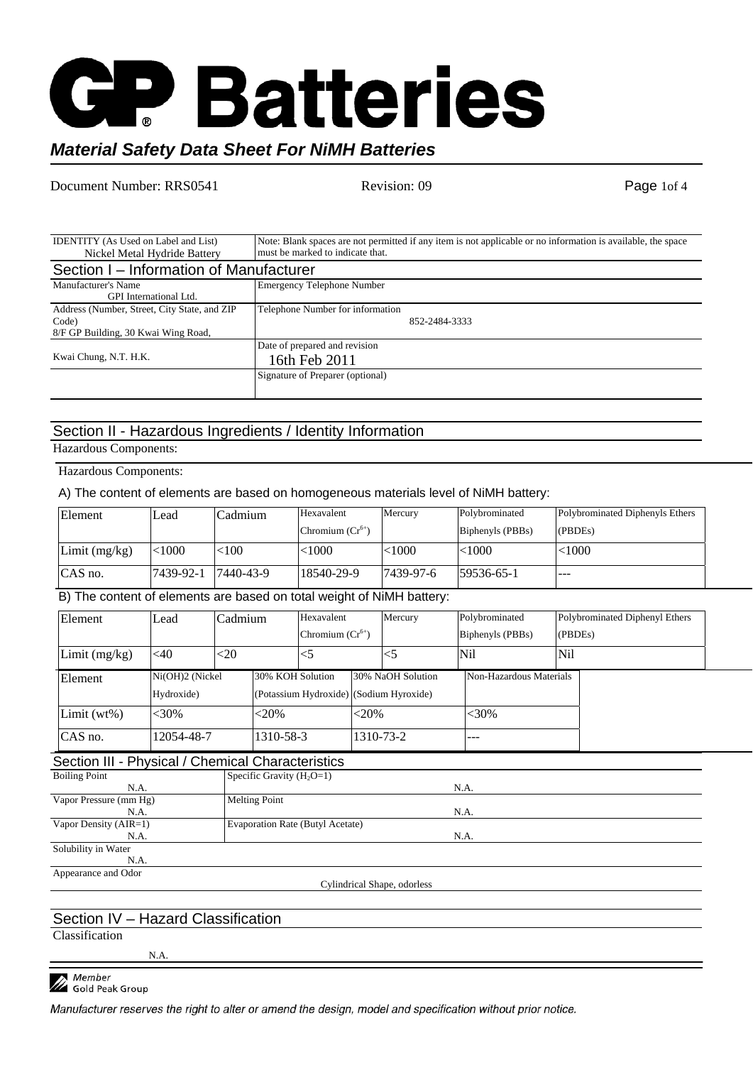# GP Batteries

## *Material Safety Data Sheet For NiMH Batteries*

Document Number: RRS0541 Revision: 09

| IDENTITY (As Used on Label and List) Nickel Metal Hydride Battery | Note: Blank spaces are not permitted if any item is not applicable or no information is available, the space must be marked to indicate that. |
|---|---|

## Section I – Information of Manufacturer

| | |
|---|---|
| Manufacturer's Name<br>GPI International Ltd. | Emergency Telephone Number |
| Address (Number, Street, City State, and ZIP Code)<br>8/F GP Building, 30 Kwai Wing Road, | Telephone Number for information<br>852-2484-3333 |
| Kwai Chung, N.T. H.K. | Date of prepared and revision<br>16th Feb 2011 |
| | Signature of Preparer (optional) |

## Section II - Hazardous Ingredients / Identity Information

Hazardous Components:

Hazardous Components:

A) The content of elements are based on homogeneous materials level of NiMH battery:

| Element | Lead | Cadmium | Hexavalent Chromium ($Cr^{6+}$) | Mercury | Polybrominated Biphenyls (PBBs) | Polybrominated Diphenyls Ethers (PBDEs) |
|---|---|---|---|---|---|---|
| Limit (mg/kg) | <1000 | <100 | <1000 | <1000 | <1000 | <1000 |
| CAS no. | 7439-92-1 | 7440-43-9 | 18540-29-9 | 7439-97-6 | 59536-65-1 | --- |

B) The content of elements are based on total weight of NiMH battery:

| Element | Lead | Cadmium | Hexavalent Chromium ($Cr^{6+}$) | Mercury | Polybrominated Biphenyls (PBBs) | Polybrominated Diphenyl Ethers (PBDEs) |
|---|---|---|---|---|---|---|
| Limit (mg/kg) | <40 | <20 | <5 | <5 | Nil | Nil |

| Element | $Ni(OH)_2$ (Nickel Hydroxide) | 30% KOH Solution (Potassium Hydroxide) | 30% NaOH Solution (Sodium Hyroxide) | Non-Hazardous Materials |
|---|---|---|---|---|
| Limit (wt%) | <30% | <20% | <20% | <30% |
| CAS no. | 12054-48-7 | 1310-58-3 | 1310-73-2 | --- |

## Section III - Physical / Chemical Characteristics

| | |
|---|---|
| Boiling Point<br>N.A. | Specific Gravity ($H_2O$=1)<br>N.A. |
| Vapor Pressure (mm Hg)<br>N.A. | Melting Point<br>N.A. |
| Vapor Density (AIR=1)<br>N.A. | Evaporation Rate (Butyl Acetate)<br>N.A. |
| Solubility in Water<br>N.A. | |
| Appearance and Odor<br>Cylindrical Shape, odorless | |

## Section IV – Hazard Classification

Classification

N.A.

Member Gold Peak Group

*Manufacturer reserves the right to alter or amend the design, model and specification without prior notice.*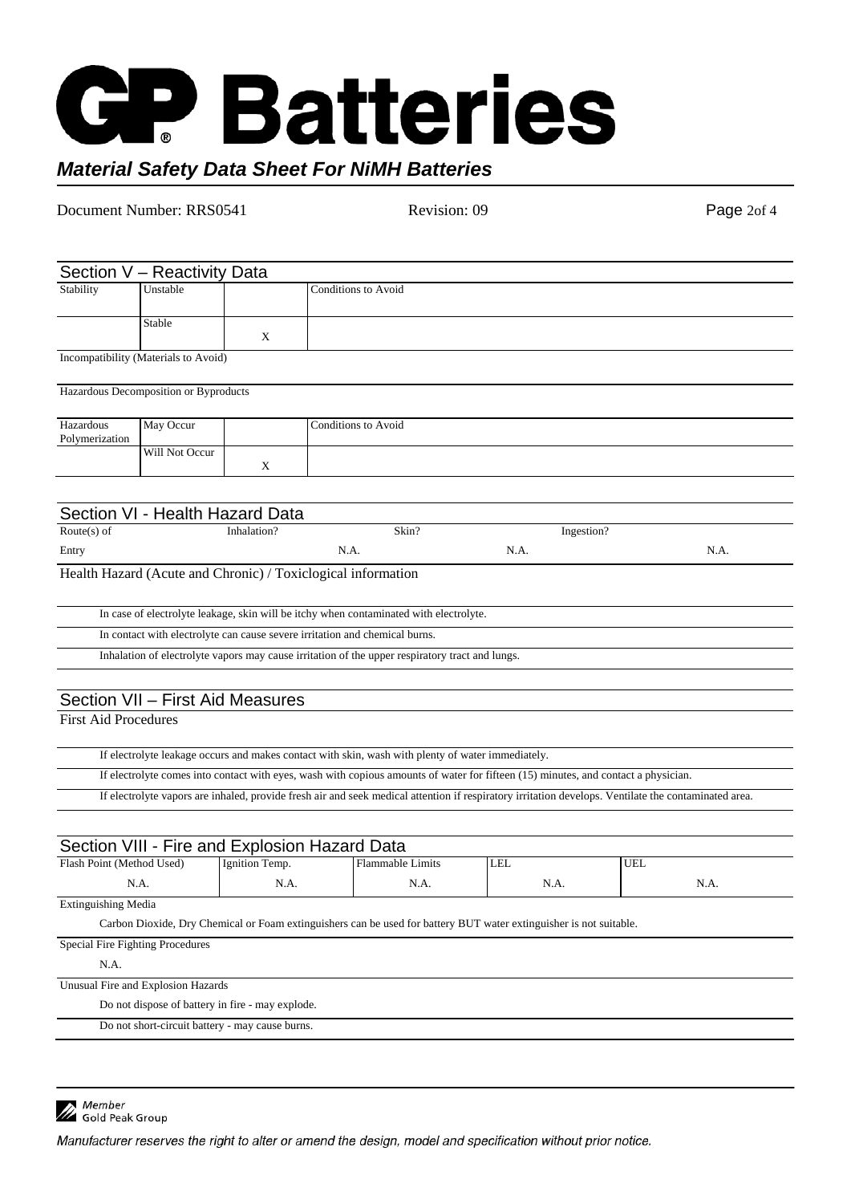# GP Batteries

***Material Safety Data Sheet For NiMH Batteries***

Document Number: RRS0541 Revision: 09

## Section V – Reactivity Data

| Stability | Unstable | | Conditions to Avoid |
|---|---|---|---|
| | Stable | X | |

Incompatibility (Materials to Avoid)

Hazardous Decomposition or Byproducts

| Hazardous Polymerization | May Occur | | Conditions to Avoid |
|---|---|---|---|
| | Will Not Occur | X | |

## Section VI - Health Hazard Data

| Route(s) of Entry | Inhalation? | Skin? | Ingestion? |
|---|---|---|---|
| | N.A. | N.A. | N.A. |

Health Hazard (Acute and Chronic) / Toxiclogical information

In case of electrolyte leakage, skin will be itchy when contaminated with electrolyte.

In contact with electrolyte can cause severe irritation and chemical burns.

Inhalation of electrolyte vapors may cause irritation of the upper respiratory tract and lungs.

## Section VII – First Aid Measures

First Aid Procedures

If electrolyte leakage occurs and makes contact with skin, wash with plenty of water immediately.

If electrolyte comes into contact with eyes, wash with copious amounts of water for fifteen (15) minutes, and contact a physician.

If electrolyte vapors are inhaled, provide fresh air and seek medical attention if respiratory irritation develops. Ventilate the contaminated area.

## Section VIII - Fire and Explosion Hazard Data

| Flash Point (Method Used) | Ignition Temp. | Flammable Limits | LEL | UEL |
|---|---|---|---|---|
| N.A. | N.A. | N.A. | N.A. | N.A. |

Extinguishing Media

Carbon Dioxide, Dry Chemical or Foam extinguishers can be used for battery BUT water extinguisher is not suitable.

Special Fire Fighting Procedures

N.A.

Unusual Fire and Explosion Hazards

Do not dispose of battery in fire - may explode.

Do not short-circuit battery - may cause burns.

Member Gold Peak Group

*Manufacturer reserves the right to alter or amend the design, model and specification without prior notice.*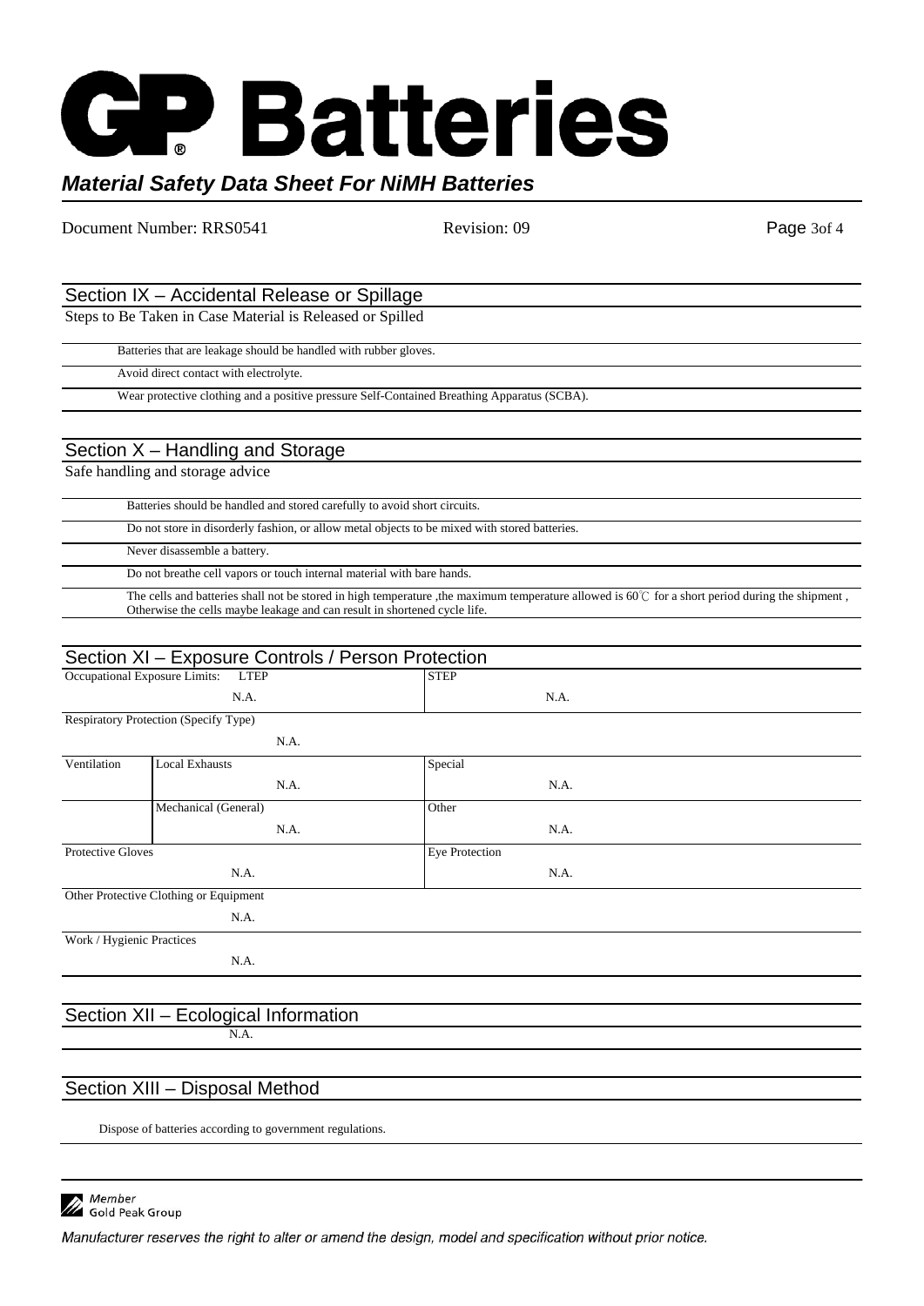# GP Batteries

## *Material Safety Data Sheet For NiMH Batteries*

Document Number: RRS0541 Revision: 09

## Section IX – Accidental Release or Spillage

Steps to Be Taken in Case Material is Released or Spilled

- Batteries that are leakage should be handled with rubber gloves.
- Avoid direct contact with electrolyte.
- Wear protective clothing and a positive pressure Self-Contained Breathing Apparatus (SCBA).

## Section X – Handling and Storage

Safe handling and storage advice

- Batteries should be handled and stored carefully to avoid short circuits.
- Do not store in disorderly fashion, or allow metal objects to be mixed with stored batteries.
- Never disassemble a battery.
- Do not breathe cell vapors or touch internal material with bare hands.
- The cells and batteries shall not be stored in high temperature ,the maximum temperature allowed is 60℃ for a short period during the shipment , Otherwise the cells maybe leakage and can result in shortened cycle life.

## Section XI – Exposure Controls / Person Protection

| Occupational Exposure Limits: LTEP | STEP |
|---|---|
| N.A. | N.A. |

Respiratory Protection (Specify Type)

N.A.

| Ventilation | Local Exhausts | Special |
|---|---|---|
| | N.A. | N.A. |
| | Mechanical (General) | Other |
| | N.A. | N.A. |

| Protective Gloves | Eye Protection |
|---|---|
| N.A. | N.A. |

Other Protective Clothing or Equipment

N.A.

Work / Hygienic Practices

N.A.

## Section XII – Ecological Information

N.A.

## Section XIII – Disposal Method

Dispose of batteries according to government regulations.

Member Gold Peak Group

*Manufacturer reserves the right to alter or amend the design, model and specification without prior notice.*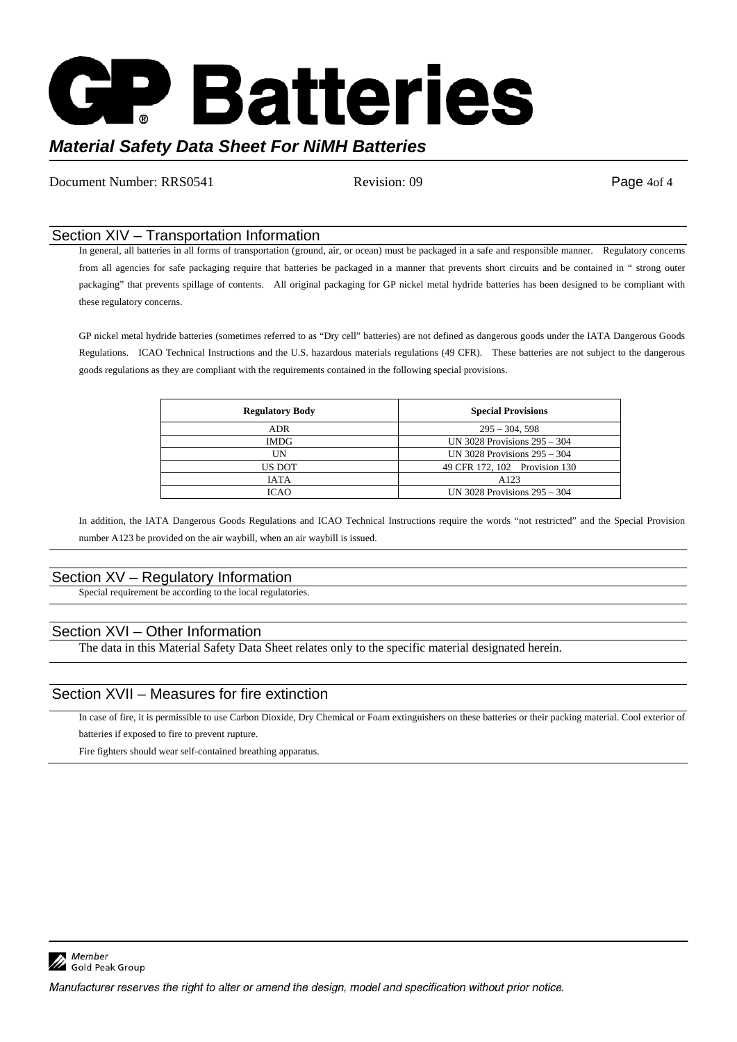## Section XIV – Transportation Information

In general, all batteries in all forms of transportation (ground, air, or ocean) must be packaged in a safe and responsible manner. Regulatory concerns from all agencies for safe packaging require that batteries be packaged in a manner that prevents short circuits and be contained in " strong outer packaging" that prevents spillage of contents. All original packaging for GP nickel metal hydride batteries has been designed to be compliant with these regulatory concerns.

GP nickel metal hydride batteries (sometimes referred to as "Dry cell" batteries) are not defined as dangerous goods under the IATA Dangerous Goods Regulations. ICAO Technical Instructions and the U.S. hazardous materials regulations (49 CFR). These batteries are not subject to the dangerous goods regulations as they are compliant with the requirements contained in the following special provisions.

| Regulatory Body | Special Provisions |
|---|---|
| ADR | 295 – 304, 598 |
| IMDG | UN 3028 Provisions 295 – 304 |
| UN | UN 3028 Provisions 295 – 304 |
| US DOT | 49 CFR 172, 102 Provision 130 |
| IATA | A123 |
| ICAO | UN 3028 Provisions 295 – 304 |

In addition, the IATA Dangerous Goods Regulations and ICAO Technical Instructions require the words "not restricted" and the Special Provision number A123 be provided on the air waybill, when an air waybill is issued.

## Section XV – Regulatory Information

Special requirement be according to the local regulatories.

## Section XVI – Other Information

The data in this Material Safety Data Sheet relates only to the specific material designated herein.

## Section XVII – Measures for fire extinction

In case of fire, it is permissible to use Carbon Dioxide, Dry Chemical or Foam extinguishers on these batteries or their packing material. Cool exterior of batteries if exposed to fire to prevent rupture.

Fire fighters should wear self-contained breathing apparatus.

Member Gold Peak Group

*Manufacturer reserves the right to alter or amend the design, model and specification without prior notice.*